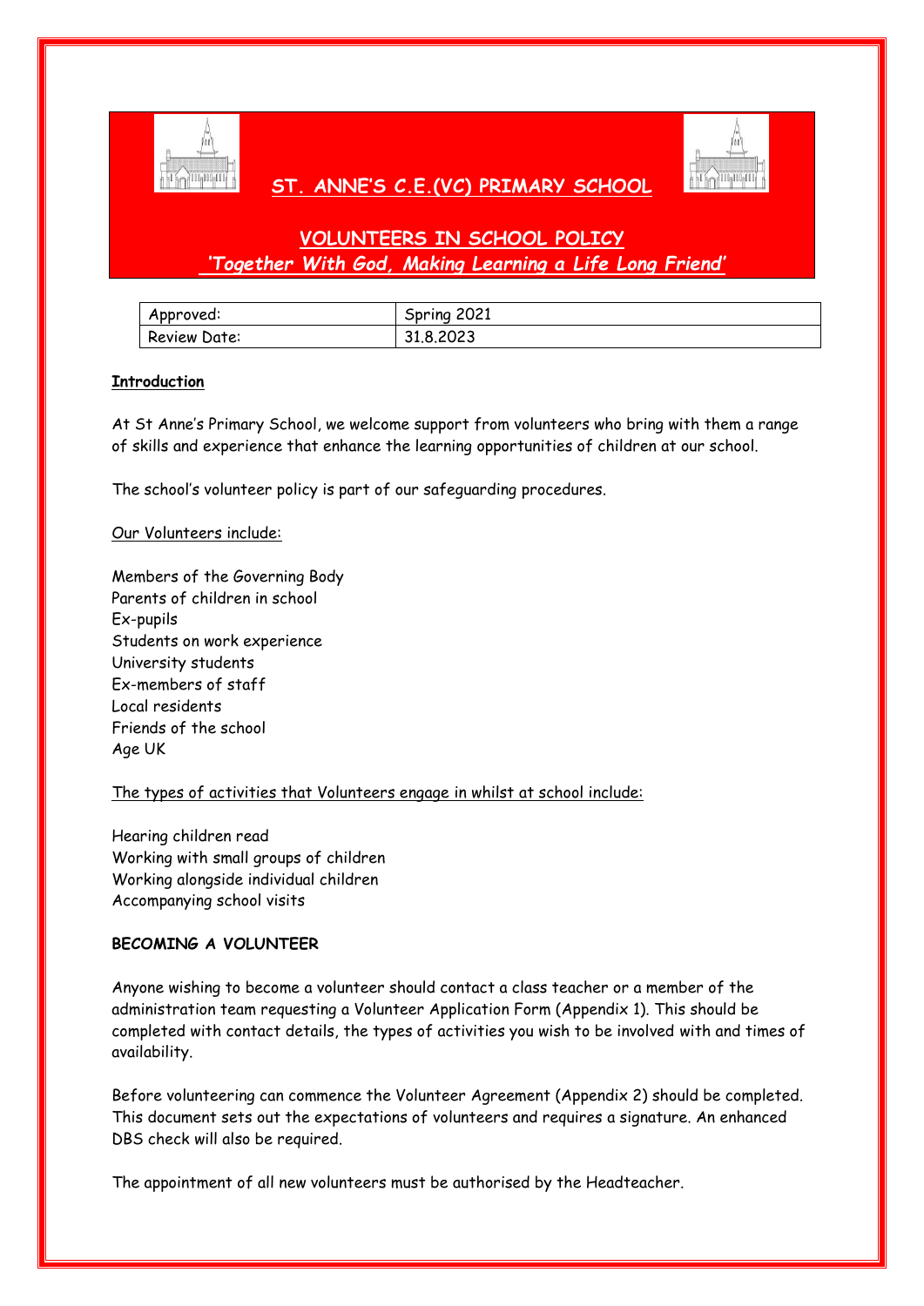# ST. ANNE'S C.E.(VC) PRIMARY SCHOOL

## VOLUNTEERS IN SCHOOL POLICY

*'Together With God, Making Learning a Life Long Friend'*

| Approved: | Spring 2021 |
|---|---|
| Review Date: | 31.8.2023 |

**Introduction**

At St Anne's Primary School, we welcome support from volunteers who bring with them a range of skills and experience that enhance the learning opportunities of children at our school.

The school's volunteer policy is part of our safeguarding procedures.

Our Volunteers include:

Members of the Governing Body
Parents of children in school
Ex-pupils
Students on work experience
University students
Ex-members of staff
Local residents
Friends of the school
Age UK

The types of activities that Volunteers engage in whilst at school include:

Hearing children read
Working with small groups of children
Working alongside individual children
Accompanying school visits

**BECOMING A VOLUNTEER**

Anyone wishing to become a volunteer should contact a class teacher or a member of the administration team requesting a Volunteer Application Form (Appendix 1). This should be completed with contact details, the types of activities you wish to be involved with and times of availability.

Before volunteering can commence the Volunteer Agreement (Appendix 2) should be completed. This document sets out the expectations of volunteers and requires a signature. An enhanced DBS check will also be required.

The appointment of all new volunteers must be authorised by the Headteacher.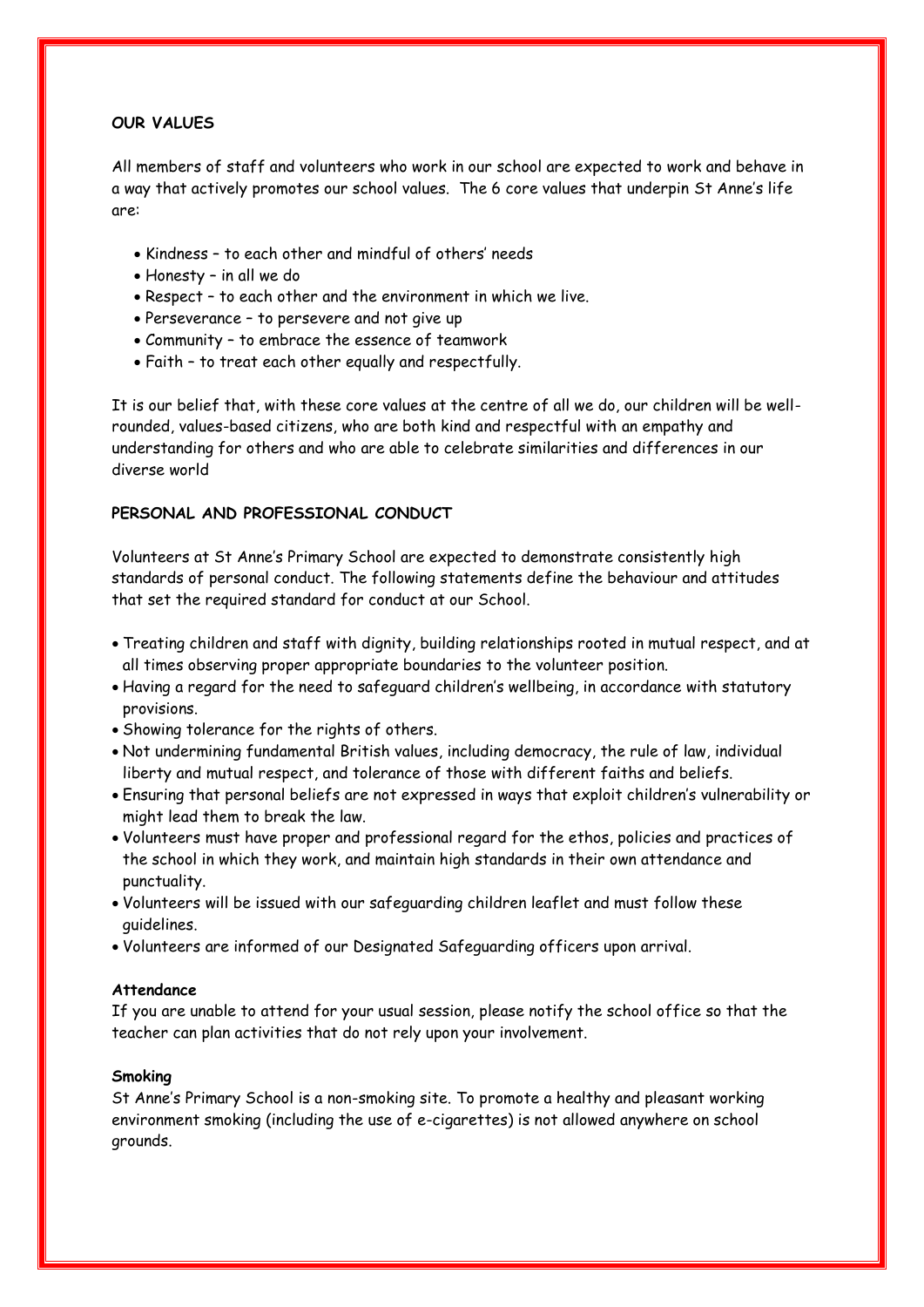## OUR VALUES

All members of staff and volunteers who work in our school are expected to work and behave in a way that actively promotes our school values. The 6 core values that underpin St Anne's life are:

- Kindness – to each other and mindful of others' needs
- Honesty – in all we do
- Respect – to each other and the environment in which we live.
- Perseverance – to persevere and not give up
- Community – to embrace the essence of teamwork
- Faith – to treat each other equally and respectfully.

It is our belief that, with these core values at the centre of all we do, our children will be well-rounded, values-based citizens, who are both kind and respectful with an empathy and understanding for others and who are able to celebrate similarities and differences in our diverse world

## PERSONAL AND PROFESSIONAL CONDUCT

Volunteers at St Anne's Primary School are expected to demonstrate consistently high standards of personal conduct. The following statements define the behaviour and attitudes that set the required standard for conduct at our School.

- Treating children and staff with dignity, building relationships rooted in mutual respect, and at all times observing proper appropriate boundaries to the volunteer position.
- Having a regard for the need to safeguard children's wellbeing, in accordance with statutory provisions.
- Showing tolerance for the rights of others.
- Not undermining fundamental British values, including democracy, the rule of law, individual liberty and mutual respect, and tolerance of those with different faiths and beliefs.
- Ensuring that personal beliefs are not expressed in ways that exploit children's vulnerability or might lead them to break the law.
- Volunteers must have proper and professional regard for the ethos, policies and practices of the school in which they work, and maintain high standards in their own attendance and punctuality.
- Volunteers will be issued with our safeguarding children leaflet and must follow these guidelines.
- Volunteers are informed of our Designated Safeguarding officers upon arrival.

### Attendance

If you are unable to attend for your usual session, please notify the school office so that the teacher can plan activities that do not rely upon your involvement.

### Smoking

St Anne's Primary School is a non-smoking site. To promote a healthy and pleasant working environment smoking (including the use of e-cigarettes) is not allowed anywhere on school grounds.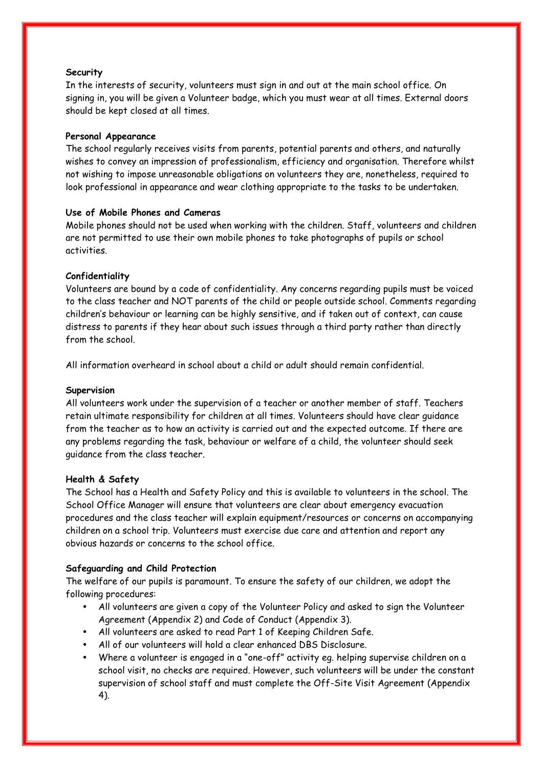**Security**

In the interests of security, volunteers must sign in and out at the main school office. On signing in, you will be given a Volunteer badge, which you must wear at all times. External doors should be kept closed at all times.

**Personal Appearance**

The school regularly receives visits from parents, potential parents and others, and naturally wishes to convey an impression of professionalism, efficiency and organisation. Therefore whilst not wishing to impose unreasonable obligations on volunteers they are, nonetheless, required to look professional in appearance and wear clothing appropriate to the tasks to be undertaken.

**Use of Mobile Phones and Cameras**

Mobile phones should not be used when working with the children. Staff, volunteers and children are not permitted to use their own mobile phones to take photographs of pupils or school activities.

**Confidentiality**

Volunteers are bound by a code of confidentiality. Any concerns regarding pupils must be voiced to the class teacher and NOT parents of the child or people outside school. Comments regarding children's behaviour or learning can be highly sensitive, and if taken out of context, can cause distress to parents if they hear about such issues through a third party rather than directly from the school.

All information overheard in school about a child or adult should remain confidential.

**Supervision**

All volunteers work under the supervision of a teacher or another member of staff. Teachers retain ultimate responsibility for children at all times. Volunteers should have clear guidance from the teacher as to how an activity is carried out and the expected outcome. If there are any problems regarding the task, behaviour or welfare of a child, the volunteer should seek guidance from the class teacher.

**Health & Safety**

The School has a Health and Safety Policy and this is available to volunteers in the school. The School Office Manager will ensure that volunteers are clear about emergency evacuation procedures and the class teacher will explain equipment/resources or concerns on accompanying children on a school trip. Volunteers must exercise due care and attention and report any obvious hazards or concerns to the school office.

**Safeguarding and Child Protection**

The welfare of our pupils is paramount. To ensure the safety of our children, we adopt the following procedures:

- All volunteers are given a copy of the Volunteer Policy and asked to sign the Volunteer Agreement (Appendix 2) and Code of Conduct (Appendix 3).
- All volunteers are asked to read Part 1 of Keeping Children Safe.
- All of our volunteers will hold a clear enhanced DBS Disclosure.
- Where a volunteer is engaged in a "one-off" activity eg. helping supervise children on a school visit, no checks are required. However, such volunteers will be under the constant supervision of school staff and must complete the Off-Site Visit Agreement (Appendix 4).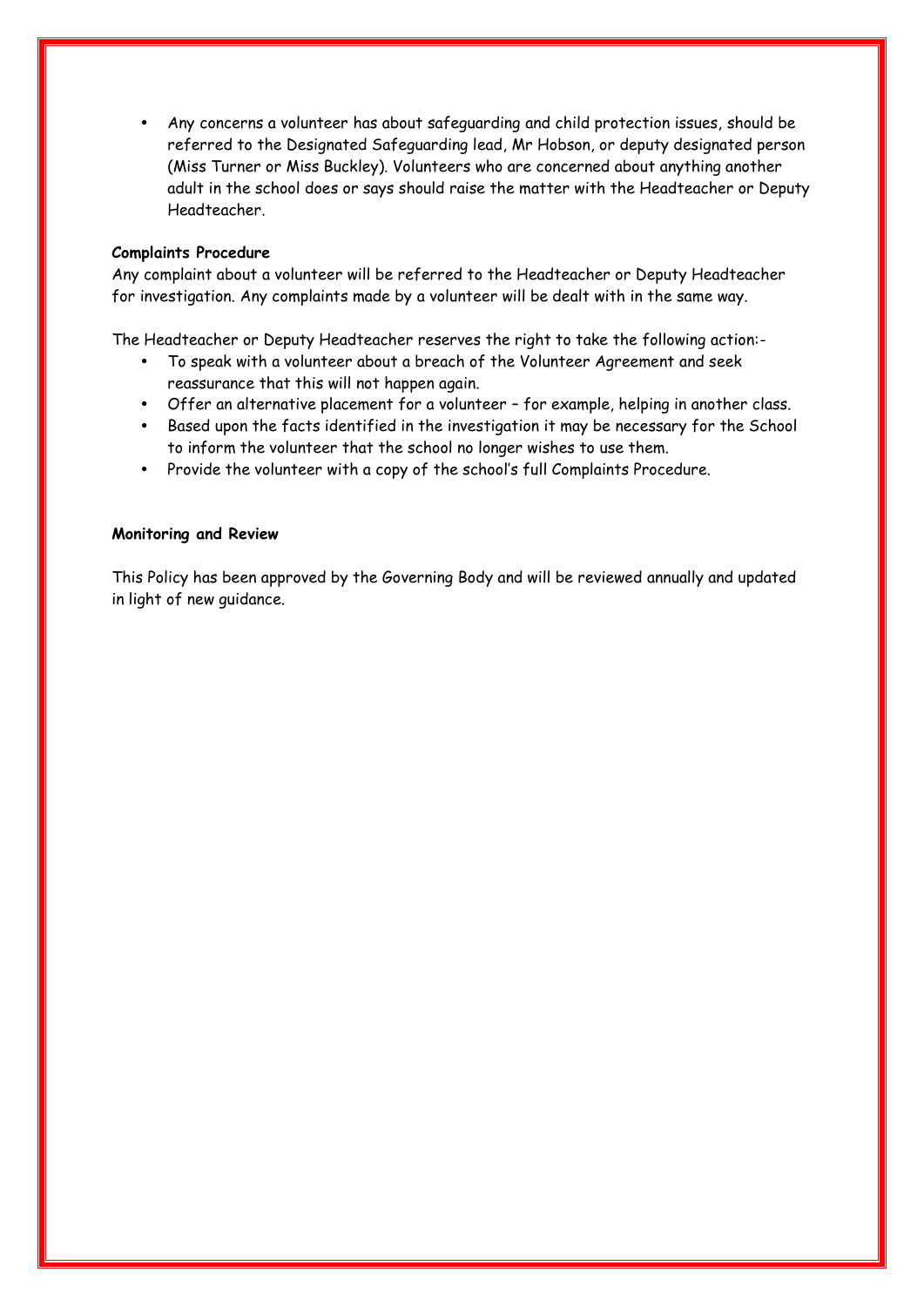- Any concerns a volunteer has about safeguarding and child protection issues, should be referred to the Designated Safeguarding lead, Mr Hobson, or deputy designated person (Miss Turner or Miss Buckley). Volunteers who are concerned about anything another adult in the school does or says should raise the matter with the Headteacher or Deputy Headteacher.

**Complaints Procedure**

Any complaint about a volunteer will be referred to the Headteacher or Deputy Headteacher for investigation. Any complaints made by a volunteer will be dealt with in the same way.

The Headteacher or Deputy Headteacher reserves the right to take the following action:-

- To speak with a volunteer about a breach of the Volunteer Agreement and seek reassurance that this will not happen again.
- Offer an alternative placement for a volunteer – for example, helping in another class.
- Based upon the facts identified in the investigation it may be necessary for the School to inform the volunteer that the school no longer wishes to use them.
- Provide the volunteer with a copy of the school's full Complaints Procedure.

**Monitoring and Review**

This Policy has been approved by the Governing Body and will be reviewed annually and updated in light of new guidance.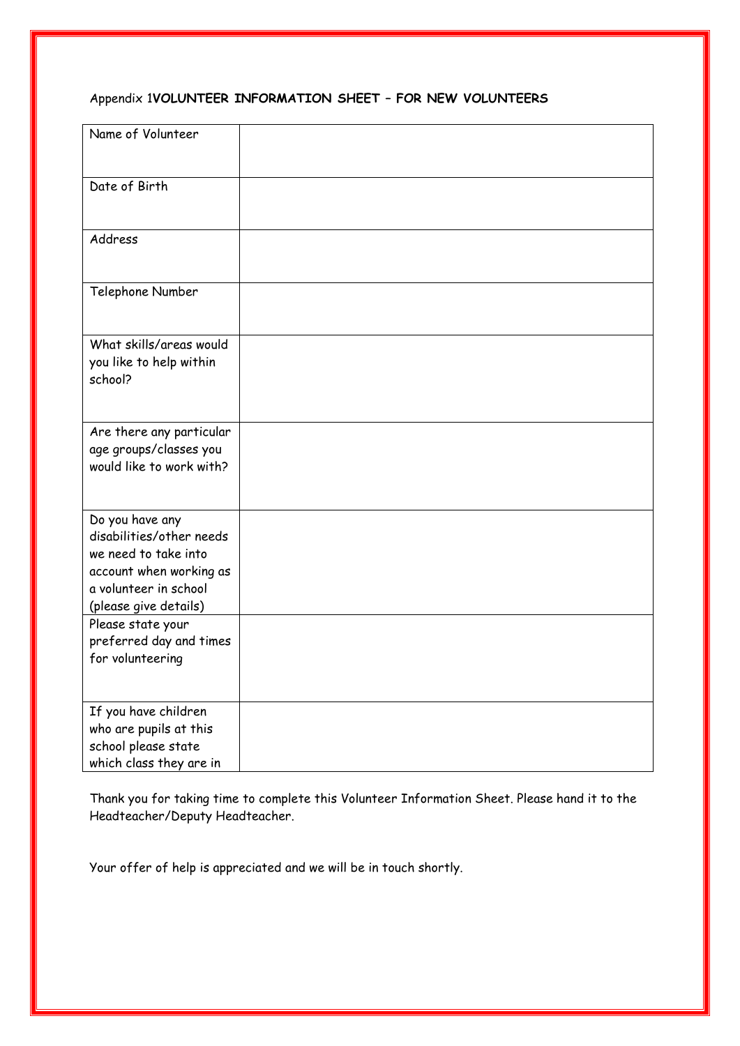Appendix 1**VOLUNTEER INFORMATION SHEET – FOR NEW VOLUNTEERS**

| | |
|---|---|
| Name of Volunteer | |
| Date of Birth | |
| Address | |
| Telephone Number | |
| What skills/areas would you like to help within school? | |
| Are there any particular age groups/classes you would like to work with? | |
| Do you have any disabilities/other needs we need to take into account when working as a volunteer in school (please give details) | |
| Please state your preferred day and times for volunteering | |
| If you have children who are pupils at this school please state which class they are in | |

Thank you for taking time to complete this Volunteer Information Sheet. Please hand it to the Headteacher/Deputy Headteacher.

Your offer of help is appreciated and we will be in touch shortly.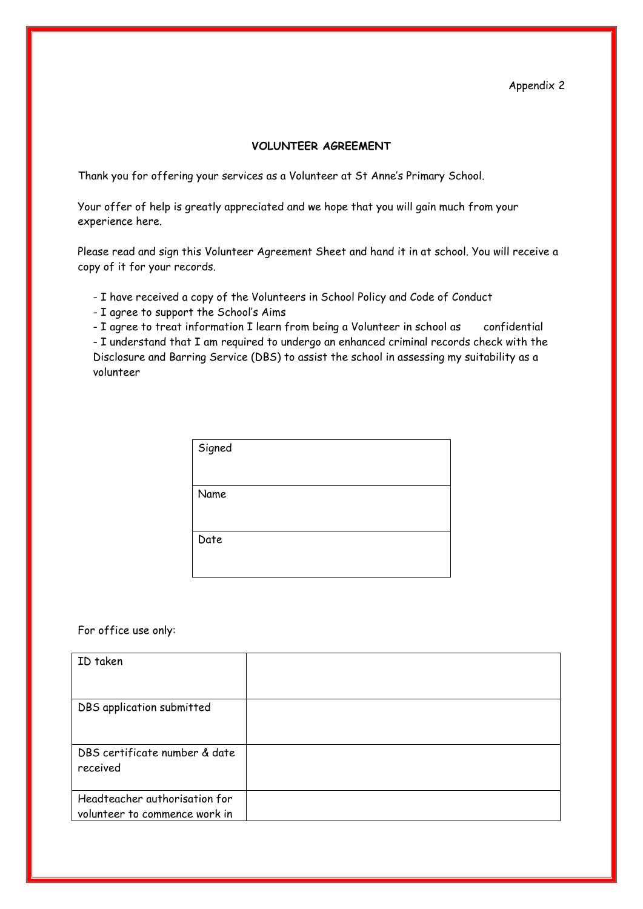Appendix 2

**VOLUNTEER AGREEMENT**

Thank you for offering your services as a Volunteer at St Anne's Primary School.

Your offer of help is greatly appreciated and we hope that you will gain much from your experience here.

Please read and sign this Volunteer Agreement Sheet and hand it in at school. You will receive a copy of it for your records.

- I have received a copy of the Volunteers in School Policy and Code of Conduct
- I agree to support the School's Aims
- I agree to treat information I learn from being a Volunteer in school as confidential
- I understand that I am required to undergo an enhanced criminal records check with the Disclosure and Barring Service (DBS) to assist the school in assessing my suitability as a volunteer

| Signed |
|---|
| Name |
| Date |

For office use only:

| | |
|---|---|
| ID taken | |
| DBS application submitted | |
| DBS certificate number & date received | |
| Headteacher authorisation for volunteer to commence work in | |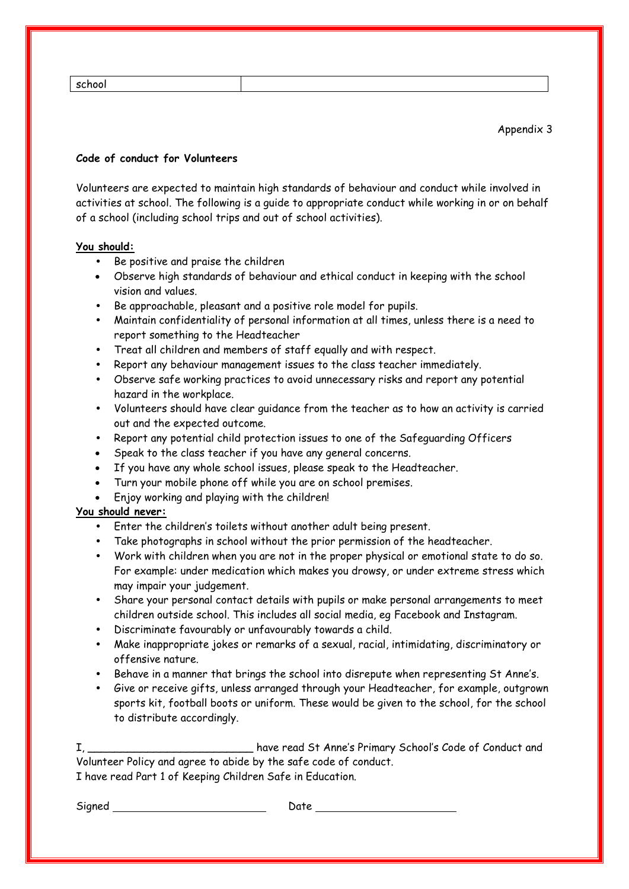| school | |
|---|---|

Appendix 3

**Code of conduct for Volunteers**

Volunteers are expected to maintain high standards of behaviour and conduct while involved in activities at school. The following is a guide to appropriate conduct while working in or on behalf of a school (including school trips and out of school activities).

**You should:**

- Be positive and praise the children
- Observe high standards of behaviour and ethical conduct in keeping with the school vision and values.
- Be approachable, pleasant and a positive role model for pupils.
- Maintain confidentiality of personal information at all times, unless there is a need to report something to the Headteacher
- Treat all children and members of staff equally and with respect.
- Report any behaviour management issues to the class teacher immediately.
- Observe safe working practices to avoid unnecessary risks and report any potential hazard in the workplace.
- Volunteers should have clear guidance from the teacher as to how an activity is carried out and the expected outcome.
- Report any potential child protection issues to one of the Safeguarding Officers
- Speak to the class teacher if you have any general concerns.
- If you have any whole school issues, please speak to the Headteacher.
- Turn your mobile phone off while you are on school premises.
- Enjoy working and playing with the children!

**You should never:**

- Enter the children's toilets without another adult being present.
- Take photographs in school without the prior permission of the headteacher.
- Work with children when you are not in the proper physical or emotional state to do so. For example: under medication which makes you drowsy, or under extreme stress which may impair your judgement.
- Share your personal contact details with pupils or make personal arrangements to meet children outside school. This includes all social media, eg Facebook and Instagram.
- Discriminate favourably or unfavourably towards a child.
- Make inappropriate jokes or remarks of a sexual, racial, intimidating, discriminatory or offensive nature.
- Behave in a manner that brings the school into disrepute when representing St Anne's.
- Give or receive gifts, unless arranged through your Headteacher, for example, outgrown sports kit, football boots or uniform. These would be given to the school, for the school to distribute accordingly.

I, __________________________ have read St Anne's Primary School's Code of Conduct and Volunteer Policy and agree to abide by the safe code of conduct.
I have read Part 1 of Keeping Children Safe in Education.

Signed ________________________ Date ______________________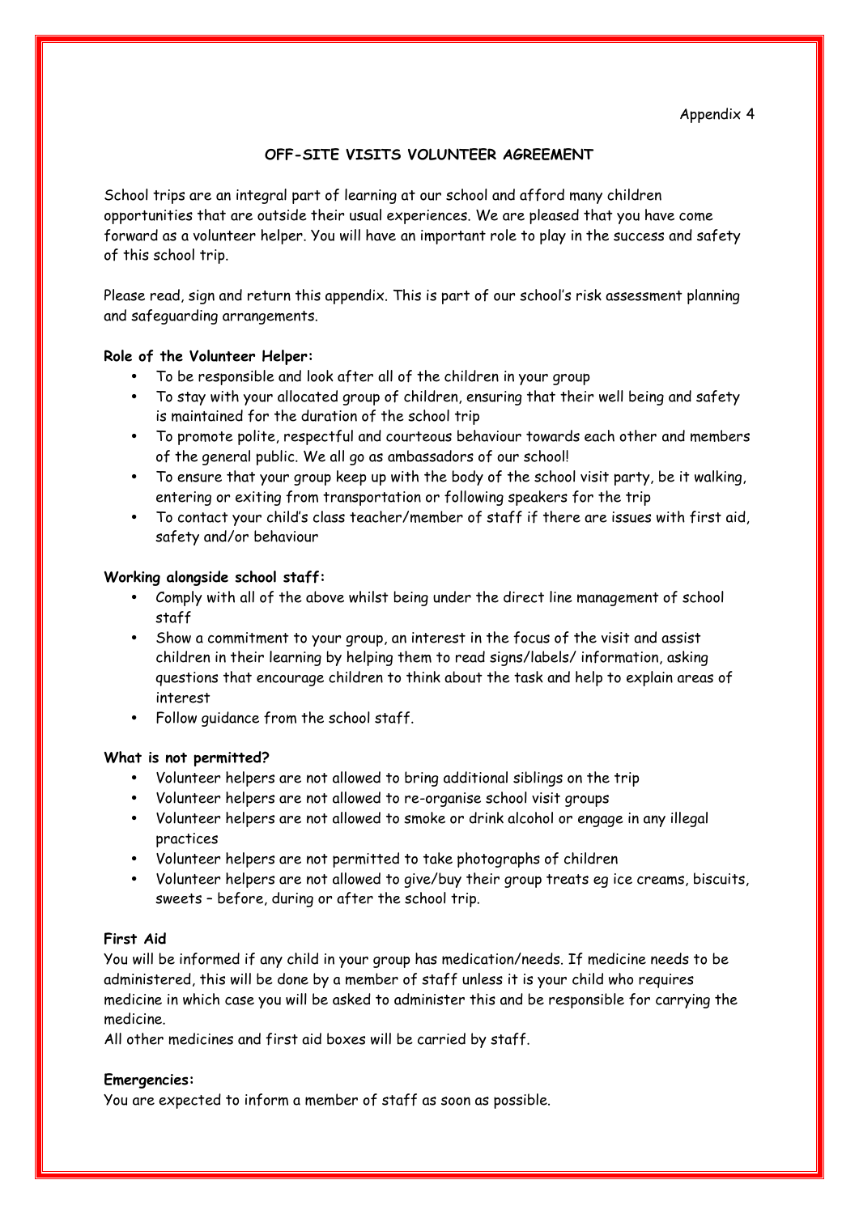Appendix 4

## OFF-SITE VISITS VOLUNTEER AGREEMENT

School trips are an integral part of learning at our school and afford many children opportunities that are outside their usual experiences. We are pleased that you have come forward as a volunteer helper. You will have an important role to play in the success and safety of this school trip.

Please read, sign and return this appendix. This is part of our school's risk assessment planning and safeguarding arrangements.

**Role of the Volunteer Helper:**

- To be responsible and look after all of the children in your group
- To stay with your allocated group of children, ensuring that their well being and safety is maintained for the duration of the school trip
- To promote polite, respectful and courteous behaviour towards each other and members of the general public. We all go as ambassadors of our school!
- To ensure that your group keep up with the body of the school visit party, be it walking, entering or exiting from transportation or following speakers for the trip
- To contact your child's class teacher/member of staff if there are issues with first aid, safety and/or behaviour

**Working alongside school staff:**

- Comply with all of the above whilst being under the direct line management of school staff
- Show a commitment to your group, an interest in the focus of the visit and assist children in their learning by helping them to read signs/labels/ information, asking questions that encourage children to think about the task and help to explain areas of interest
- Follow guidance from the school staff.

**What is not permitted?**

- Volunteer helpers are not allowed to bring additional siblings on the trip
- Volunteer helpers are not allowed to re-organise school visit groups
- Volunteer helpers are not allowed to smoke or drink alcohol or engage in any illegal practices
- Volunteer helpers are not permitted to take photographs of children
- Volunteer helpers are not allowed to give/buy their group treats eg ice creams, biscuits, sweets – before, during or after the school trip.

**First Aid**

You will be informed if any child in your group has medication/needs. If medicine needs to be administered, this will be done by a member of staff unless it is your child who requires medicine in which case you will be asked to administer this and be responsible for carrying the medicine.

All other medicines and first aid boxes will be carried by staff.

**Emergencies:**

You are expected to inform a member of staff as soon as possible.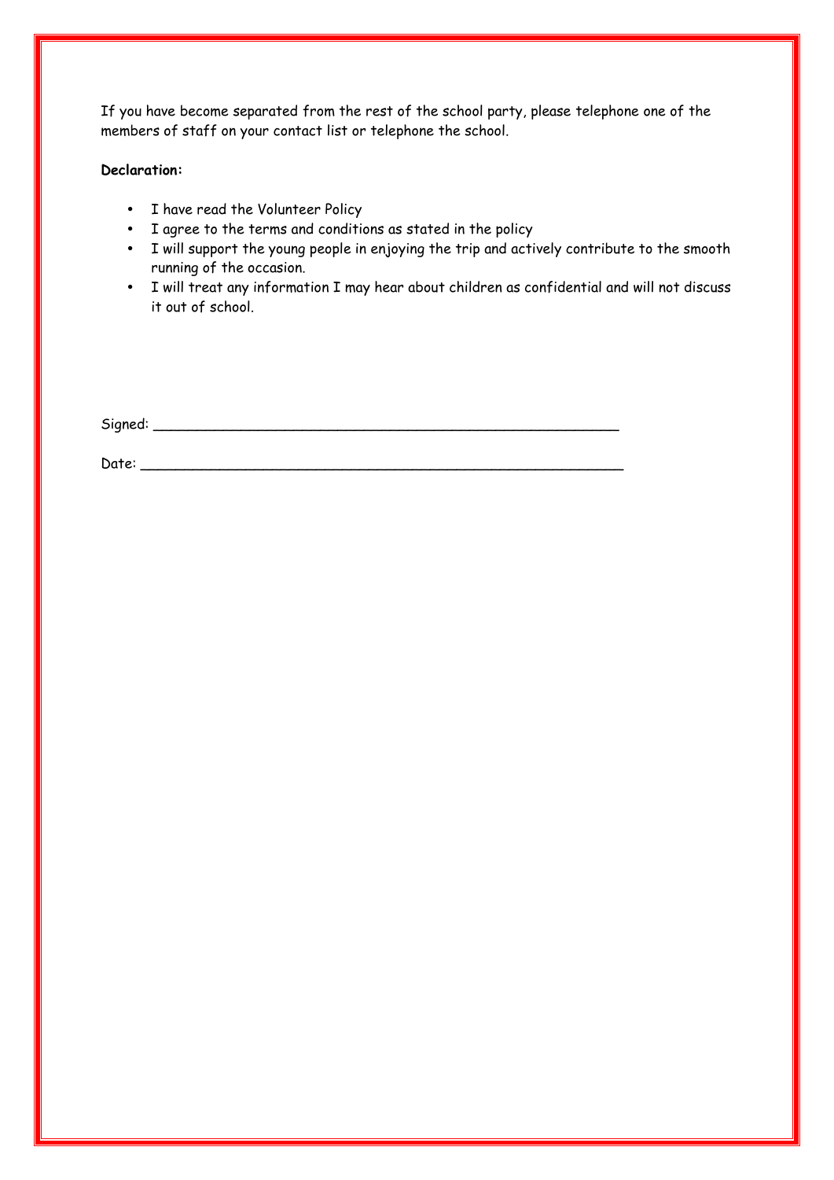If you have become separated from the rest of the school party, please telephone one of the members of staff on your contact list or telephone the school.

**Declaration:**

- I have read the Volunteer Policy
- I agree to the terms and conditions as stated in the policy
- I will support the young people in enjoying the trip and actively contribute to the smooth running of the occasion.
- I will treat any information I may hear about children as confidential and will not discuss it out of school.

Signed: ____________________________________________________

Date: ______________________________________________________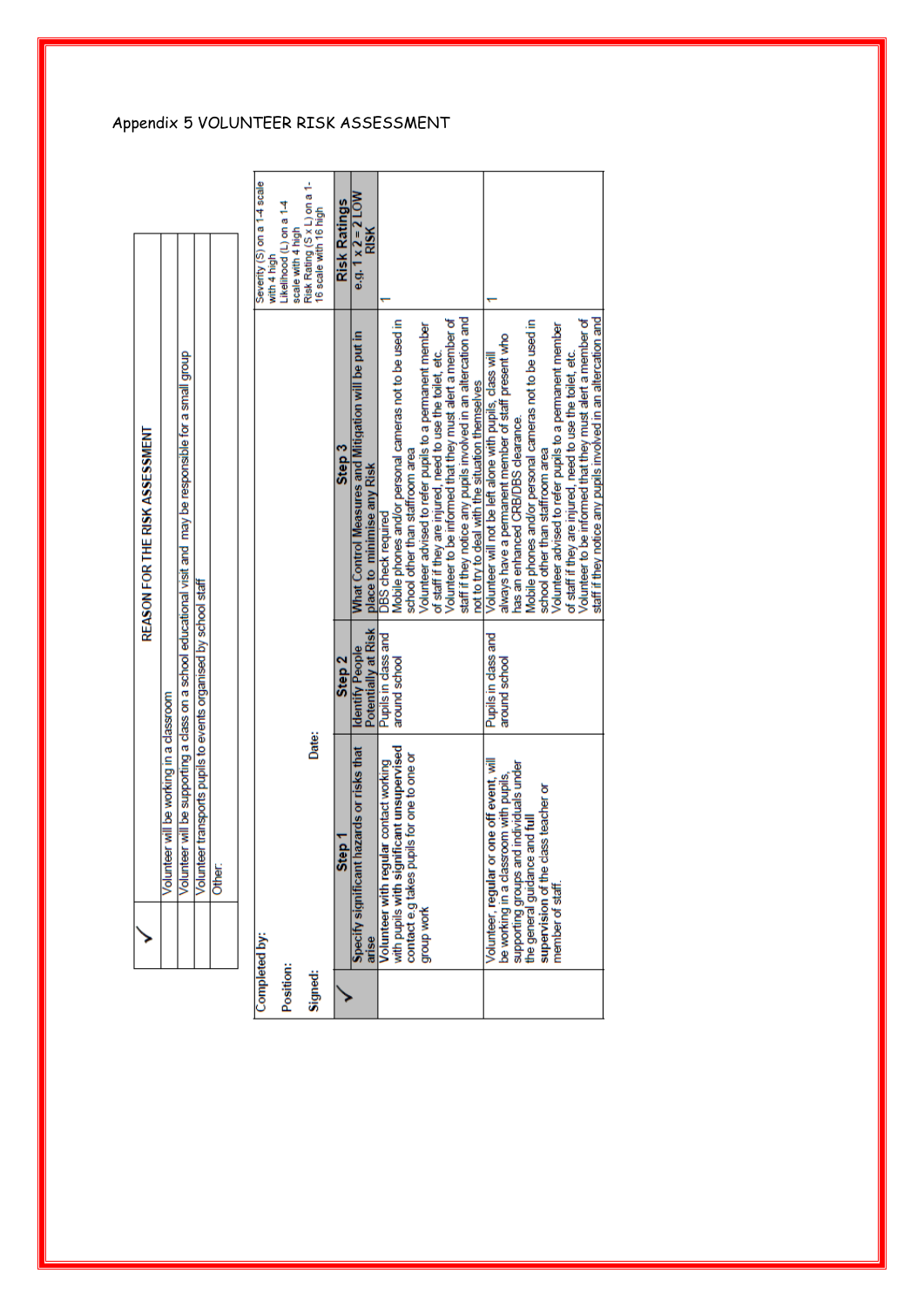Appendix 5 VOLUNTEER RISK ASSESSMENT

| ✓ | REASON FOR THE RISK ASSESSMENT |
|---|---|
| | Volunteer will be working in a classroom |
| | Volunteer will be supporting a class on a school educational visit and may be responsible for a small group |
| | Volunteer transports pupils to events organised by school staff |
| | Other: |

Completed by:

Position:

Signed: Date:

| ✓ | Step 1<br>Specify significant hazards or risks that arise | Step 2<br>Identify People Potentially at Risk | Step 3<br>What Control Measures and Mitigation will be put in place to minimise any Risk | Risk Ratings<br>e.g. 1 x 2 = 2 LOW RISK<br>Severity (S) on a 1-4 scale with 4 high<br>Likelihood (L) on a 1-4 scale with 4 high<br>Risk Rating (S x L) on a 1-16 scale with 16 high |
|---|---|---|---|---|
| | Volunteer with **regular** contact working with pupils with **significant unsupervised** contact e.g takes pupils for one to one or group work | Pupils in class and around school | DBS check required<br>Mobile phones and/or personal cameras not to be used in school other than staffroom area<br>Volunteer advised to refer pupils to a permanent member of staff if they are injured, need to use the toilet, etc.<br>Volunteer to be informed that they must alert a member of staff if they notice any pupils involved in an altercation and not to try to deal with the situation themselves | 1 |
| | Volunteer, **regular** or one off event, will be working in a classroom with pupils, supporting groups and individuals under the general guidance and **full supervision** of the class teacher or member of staff. | Pupils in class and around school | Volunteer will not be left alone with pupils, class will always have a permanent member of staff present who has an enhanced CRB/DBS clearance.<br>Mobile phones and/or personal cameras not to be used in school other than staffroom area<br>Volunteer advised to refer pupils to a permanent member of staff if they are injured, need to use the toilet, etc.<br>Volunteer to be informed that they must alert a member of staff if they notice any pupils involved in an altercation and | 1 |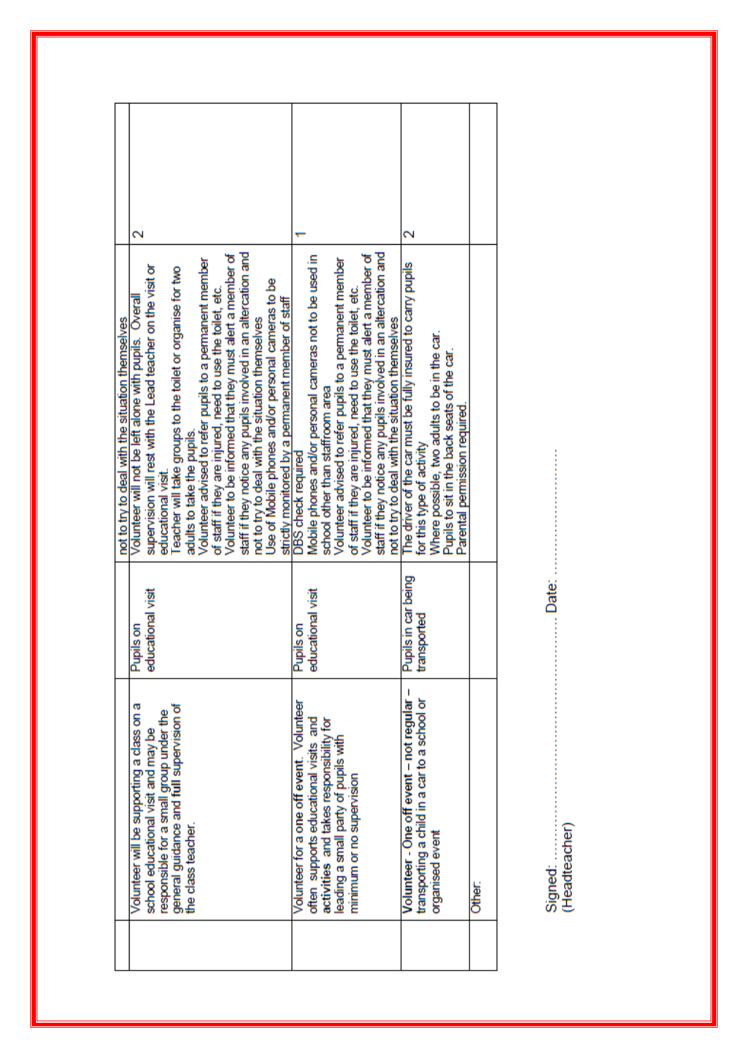| | | | | |
|---|---|---|---|---|
| | | | not to try to deal with the situation themselves | |
| | Volunteer will be supporting a class on a school educational visit and may be responsible for a small group under the general guidance and **full** supervision of the class teacher. | Pupils on educational visit | Volunteer will not be left alone with pupils. Overall supervision will rest with the Lead teacher on the visit or educational visit.<br>Teacher will take groups to the toilet or organise for two adults to take the pupils.<br>Volunteer advised to refer pupils to a permanent member of staff if they are injured, need to use the toilet, etc.<br>Volunteer to be informed that they must alert a member of staff if they notice any pupils involved in an altercation and not to try to deal with the situation themselves<br>Use of Mobile phones and/or personal cameras to be strictly monitored by a permanent member of staff | 2 |
| | Volunteer for a **one off event**. Volunteer often supports educational visits and **activities** and takes responsibility for leading a small party of pupils with minimum or no supervision | Pupils on educational visit | DBS check required<br>Mobile phones and/or personal cameras not to be used in school other than staffroom area<br>Volunteer advised to refer pupils to a permanent member of staff if they are injured, need to use the toilet, etc.<br>Volunteer to be informed that they must alert a member of staff if they notice any pupils involved in an altercation and not to try to deal with the situation themselves | 1 |
| | **Volunteer** - One off event – **not regular** – transporting a child in a car to a school or organised event | Pupils in car being transported | The driver of the car must be fully insured to carry pupils for this type of activity<br>Where possible, two adults to be in the car.<br>Pupils to sit in the back seats of the car.<br>Parental permission required. | 2 |
| | Other: | | | |

Signed: ………………………………………… Date: ……………………………
(Headteacher)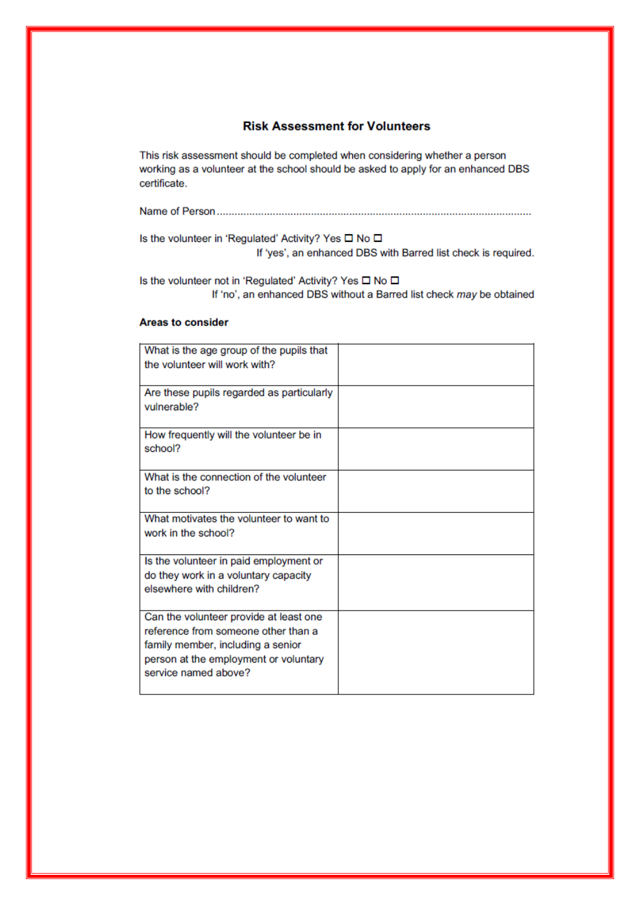## Risk Assessment for Volunteers

This risk assessment should be completed when considering whether a person working as a volunteer at the school should be asked to apply for an enhanced DBS certificate.

Name of Person ..........................................................................................................

Is the volunteer in 'Regulated' Activity? Yes ☐ No ☐

If 'yes', an enhanced DBS with Barred list check is required.

Is the volunteer not in 'Regulated' Activity? Yes ☐ No ☐

If 'no', an enhanced DBS without a Barred list check *may* be obtained

**Areas to consider**

| | |
|---|---|
| What is the age group of the pupils that the volunteer will work with? | |
| Are these pupils regarded as particularly vulnerable? | |
| How frequently will the volunteer be in school? | |
| What is the connection of the volunteer to the school? | |
| What motivates the volunteer to want to work in the school? | |
| Is the volunteer in paid employment or do they work in a voluntary capacity elsewhere with children? | |
| Can the volunteer provide at least one reference from someone other than a family member, including a senior person at the employment or voluntary service named above? | |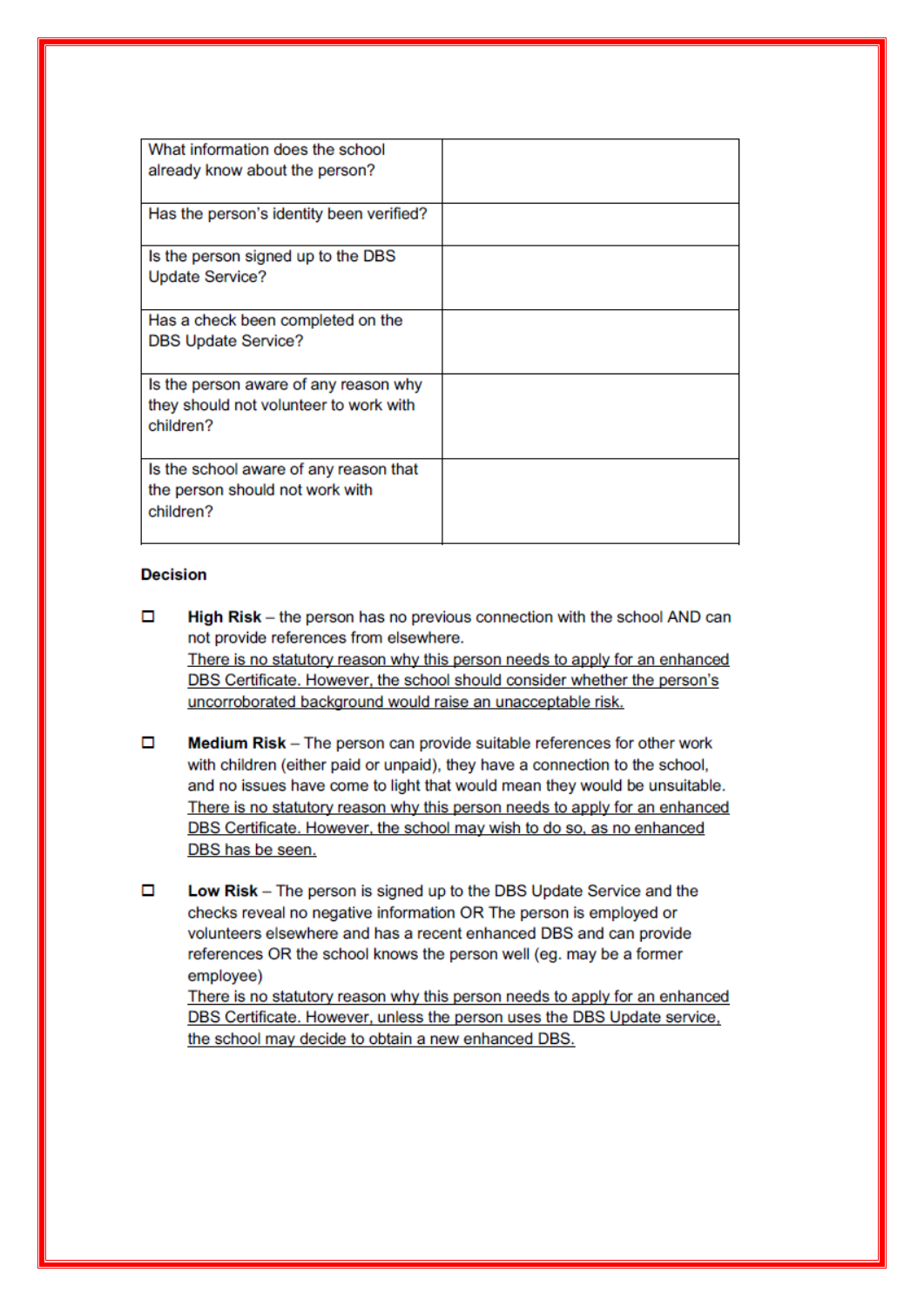| What information does the school already know about the person? | |
|---|---|
| Has the person's identity been verified? | |
| Is the person signed up to the DBS Update Service? | |
| Has a check been completed on the DBS Update Service? | |
| Is the person aware of any reason why they should not volunteer to work with children? | |
| Is the school aware of any reason that the person should not work with children? | |

**Decision**

- ☐ **High Risk** – the person has no previous connection with the school AND can not provide references from elsewhere.
  <u>There is no statutory reason why this person needs to apply for an enhanced DBS Certificate. However, the school should consider whether the person's uncorroborated background would raise an unacceptable risk.</u>

- ☐ **Medium Risk** – The person can provide suitable references for other work with children (either paid or unpaid), they have a connection to the school, and no issues have come to light that would mean they would be unsuitable.
  <u>There is no statutory reason why this person needs to apply for an enhanced DBS Certificate. However, the school may wish to do so, as no enhanced DBS has be seen.</u>

- ☐ **Low Risk** – The person is signed up to the DBS Update Service and the checks reveal no negative information OR The person is employed or volunteers elsewhere and has a recent enhanced DBS and can provide references OR the school knows the person well (eg. may be a former employee)
  <u>There is no statutory reason why this person needs to apply for an enhanced DBS Certificate. However, unless the person uses the DBS Update service, the school may decide to obtain a new enhanced DBS.</u>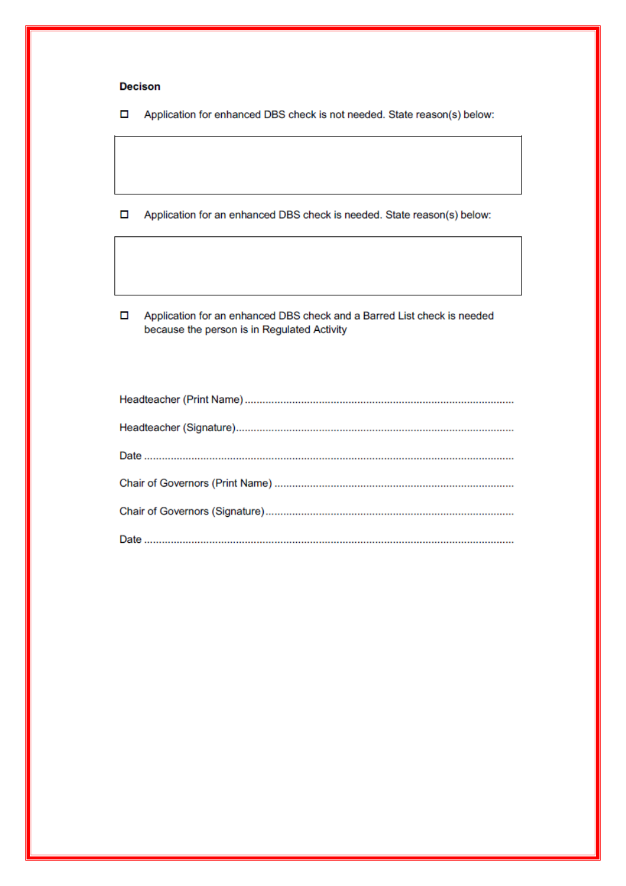**Decison**

☐ Application for enhanced DBS check is not needed. State reason(s) below:

| |
|---|
| |

☐ Application for an enhanced DBS check is needed. State reason(s) below:

| |
|---|
| |

☐ Application for an enhanced DBS check and a Barred List check is needed because the person is in Regulated Activity

Headteacher (Print Name) ..........................................................................................

Headteacher (Signature)...............................................................................................

Date ..............................................................................................................................

Chair of Governors (Print Name) ..................................................................................

Chair of Governors (Signature).....................................................................................

Date ..............................................................................................................................